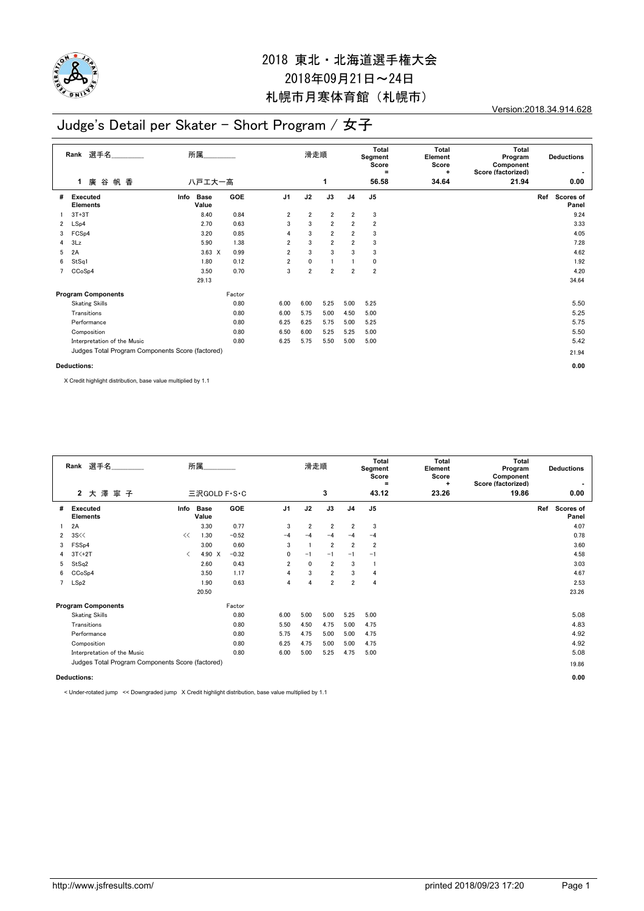# 2018 東北・北海道選手権大会

2018年09月21日～24日

札幌市月寒体育館（札幌市）

Version:2018.34.914.628

## Judge's Detail per Skater - Short Program / 女子

| Rank | 選手名 | 所属 | 滑走順 | Total Segment Score = | Total Element Score + | Total Program Component Score (factorized) | Deductions - |
|---|---|---|---|---|---|---|---|
| 1 | 廣谷帆香 | 八戸工大一高 | 1 | 56.58 | 34.64 | 21.94 | 0.00 |

| # | Executed Elements | Info | Base Value | GOE | J1 | J2 | J3 | J4 | J5 | Ref | Scores of Panel |
|---|---|---|---|---|---|---|---|---|---|---|---|
| 1 | 3T+3T | | 8.40 | 0.84 | 2 | 2 | 2 | 2 | 3 | | 9.24 |
| 2 | LSp4 | | 2.70 | 0.63 | 3 | 3 | 2 | 2 | 2 | | 3.33 |
| 3 | FCSp4 | | 3.20 | 0.85 | 4 | 3 | 2 | 2 | 3 | | 4.05 |
| 4 | 3Lz | | 5.90 | 1.38 | 2 | 3 | 2 | 2 | 3 | | 7.28 |
| 5 | 2A | | 3.63 X | 0.99 | 2 | 3 | 3 | 3 | 3 | | 4.62 |
| 6 | StSq1 | | 1.80 | 0.12 | 2 | 0 | 1 | 1 | 0 | | 1.92 |
| 7 | CCoSp4 | | 3.50 | 0.70 | 3 | 2 | 2 | 2 | 2 | | 4.20 |
| | | | 29.13 | | | | | | | | 34.64 |

| Program Components | Factor | J1 | J2 | J3 | J4 | J5 | Scores of Panel |
|---|---|---|---|---|---|---|---|
| Skating Skills | 0.80 | 6.00 | 6.00 | 5.25 | 5.00 | 5.25 | 5.50 |
| Transitions | 0.80 | 6.00 | 5.75 | 5.00 | 4.50 | 5.00 | 5.25 |
| Performance | 0.80 | 6.25 | 6.25 | 5.75 | 5.00 | 5.25 | 5.75 |
| Composition | 0.80 | 6.50 | 6.00 | 5.25 | 5.25 | 5.00 | 5.50 |
| Interpretation of the Music | 0.80 | 6.25 | 5.75 | 5.50 | 5.00 | 5.00 | 5.42 |
| Judges Total Program Components Score (factored) | | | | | | | 21.94 |

**Deductions:** 0.00

X Credit highlight distribution, base value multiplied by 1.1

| Rank | 選手名 | 所属 | 滑走順 | Total Segment Score = | Total Element Score + | Total Program Component Score (factorized) | Deductions - |
|---|---|---|---|---|---|---|---|
| 2 | 大澤寧子 | 三沢GOLD F・S・C | 3 | 43.12 | 23.26 | 19.86 | 0.00 |

| # | Executed Elements | Info | Base Value | GOE | J1 | J2 | J3 | J4 | J5 | Ref | Scores of Panel |
|---|---|---|---|---|---|---|---|---|---|---|---|
| 1 | 2A | | 3.30 | 0.77 | 3 | 2 | 2 | 2 | 3 | | 4.07 |
| 2 | 3S<< | << | 1.30 | −0.52 | −4 | −4 | −4 | −4 | −4 | | 0.78 |
| 3 | FSSp4 | | 3.00 | 0.60 | 3 | 1 | 2 | 2 | 2 | | 3.60 |
| 4 | 3T<+2T | < | 4.90 X | −0.32 | 0 | −1 | −1 | −1 | −1 | | 4.58 |
| 5 | StSq2 | | 2.60 | 0.43 | 2 | 0 | 2 | 3 | 1 | | 3.03 |
| 6 | CCoSp4 | | 3.50 | 1.17 | 4 | 3 | 2 | 3 | 4 | | 4.67 |
| 7 | LSp2 | | 1.90 | 0.63 | 4 | 4 | 2 | 2 | 4 | | 2.53 |
| | | | 20.50 | | | | | | | | 23.26 |

| Program Components | Factor | J1 | J2 | J3 | J4 | J5 | Scores of Panel |
|---|---|---|---|---|---|---|---|
| Skating Skills | 0.80 | 6.00 | 5.00 | 5.00 | 5.25 | 5.00 | 5.08 |
| Transitions | 0.80 | 5.50 | 4.50 | 4.75 | 5.00 | 4.75 | 4.83 |
| Performance | 0.80 | 5.75 | 4.75 | 5.00 | 5.00 | 4.75 | 4.92 |
| Composition | 0.80 | 6.25 | 4.75 | 5.00 | 5.00 | 4.75 | 4.92 |
| Interpretation of the Music | 0.80 | 6.00 | 5.00 | 5.25 | 4.75 | 5.00 | 5.08 |
| Judges Total Program Components Score (factored) | | | | | | | 19.86 |

**Deductions:** 0.00

< Under-rotated jump << Downgraded jump X Credit highlight distribution, base value multiplied by 1.1

http://www.jsfresults.com/ printed 2018/09/23 17:20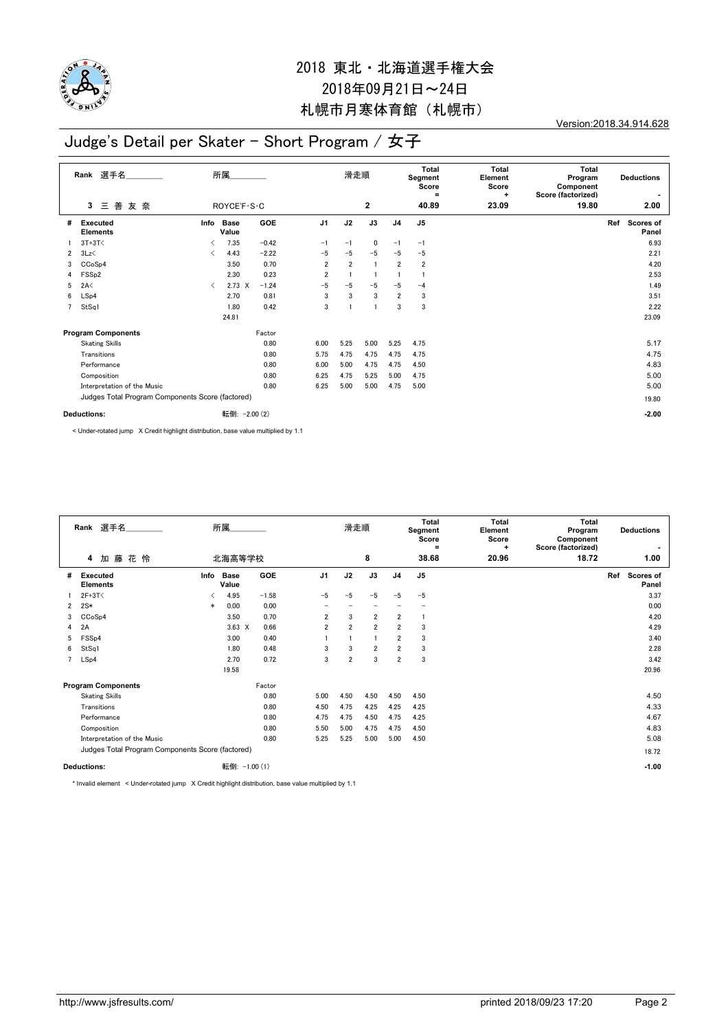# 2018 東北・北海道選手権大会

## 2018年09月21日～24日

## 札幌市月寒体育館（札幌市）

Version:2018.34.914.628

# Judge's Detail per Skater - Short Program / 女子

| Rank | 選手名 | 所属 | 滑走順 | Total Segment Score = | Total Element Score + | Total Program Component Score (factorized) | Deductions - |
|---|---|---|---|---|---|---|---|
| 3 | 三 善 友 奈 | ROYCE'F･S･C | 2 | 40.89 | 23.09 | 19.80 | 2.00 |

| # | Executed Elements | Info | Base Value | | GOE | J1 | J2 | J3 | J4 | J5 | Ref | Scores of Panel |
|---|---|---|---|---|---|---|---|---|---|---|---|---|
| 1 | 3T+3T< | < | 7.35 | | -0.42 | -1 | -1 | 0 | -1 | -1 | | 6.93 |
| 2 | 3Lz< | < | 4.43 | | -2.22 | -5 | -5 | -5 | -5 | -5 | | 2.21 |
| 3 | CCoSp4 | | 3.50 | | 0.70 | 2 | 2 | 1 | 2 | 2 | | 4.20 |
| 4 | FSSp2 | | 2.30 | | 0.23 | 2 | 1 | 1 | 1 | 1 | | 2.53 |
| 5 | 2A< | < | 2.73 | X | -1.24 | -5 | -5 | -5 | -5 | -4 | | 1.49 |
| 6 | LSp4 | | 2.70 | | 0.81 | 3 | 3 | 3 | 2 | 3 | | 3.51 |
| 7 | StSq1 | | 1.80 | | 0.42 | 3 | 1 | 1 | 3 | 3 | | 2.22 |
| | | | 24.81 | | | | | | | | | 23.09 |

| Program Components | Factor | J1 | J2 | J3 | J4 | J5 | Scores of Panel |
|---|---|---|---|---|---|---|---|
| Skating Skills | 0.80 | 6.00 | 5.25 | 5.00 | 5.25 | 4.75 | 5.17 |
| Transitions | 0.80 | 5.75 | 4.75 | 4.75 | 4.75 | 4.75 | 4.75 |
| Performance | 0.80 | 6.00 | 5.00 | 4.75 | 4.75 | 4.50 | 4.83 |
| Composition | 0.80 | 6.25 | 4.75 | 5.25 | 5.00 | 4.75 | 5.00 |
| Interpretation of the Music | 0.80 | 6.25 | 5.00 | 5.00 | 4.75 | 5.00 | 5.00 |
| Judges Total Program Components Score (factored) | | | | | | | 19.80 |

Deductions: 転倒: -2.00 (2) -2.00

< Under-rotated jump X Credit highlight distribution, base value multiplied by 1.1

| Rank | 選手名 | 所属 | 滑走順 | Total Segment Score = | Total Element Score + | Total Program Component Score (factorized) | Deductions - |
|---|---|---|---|---|---|---|---|
| 4 | 加 藤 花 怜 | 北海高等学校 | 8 | 38.68 | 20.96 | 18.72 | 1.00 |

| # | Executed Elements | Info | Base Value | | GOE | J1 | J2 | J3 | J4 | J5 | Ref | Scores of Panel |
|---|---|---|---|---|---|---|---|---|---|---|---|---|
| 1 | 2F+3T< | < | 4.95 | | -1.58 | -5 | -5 | -5 | -5 | -5 | | 3.37 |
| 2 | 2S* | * | 0.00 | | 0.00 | - | - | - | - | - | | 0.00 |
| 3 | CCoSp4 | | 3.50 | | 0.70 | 2 | 3 | 2 | 2 | 1 | | 4.20 |
| 4 | 2A | | 3.63 | X | 0.66 | 2 | 2 | 2 | 2 | 3 | | 4.29 |
| 5 | FSSp4 | | 3.00 | | 0.40 | 1 | 1 | 1 | 2 | 3 | | 3.40 |
| 6 | StSq1 | | 1.80 | | 0.48 | 3 | 3 | 2 | 2 | 3 | | 2.28 |
| 7 | LSp4 | | 2.70 | | 0.72 | 3 | 2 | 3 | 2 | 3 | | 3.42 |
| | | | 19.58 | | | | | | | | | 20.96 |

| Program Components | Factor | J1 | J2 | J3 | J4 | J5 | Scores of Panel |
|---|---|---|---|---|---|---|---|
| Skating Skills | 0.80 | 5.00 | 4.50 | 4.50 | 4.50 | 4.50 | 4.50 |
| Transitions | 0.80 | 4.50 | 4.75 | 4.25 | 4.25 | 4.25 | 4.33 |
| Performance | 0.80 | 4.75 | 4.75 | 4.50 | 4.75 | 4.25 | 4.67 |
| Composition | 0.80 | 5.50 | 5.00 | 4.75 | 4.75 | 4.50 | 4.83 |
| Interpretation of the Music | 0.80 | 5.25 | 5.25 | 5.00 | 5.00 | 4.50 | 5.08 |
| Judges Total Program Components Score (factored) | | | | | | | 18.72 |

Deductions: 転倒: -1.00 (1) -1.00

* Invalid element < Under-rotated jump X Credit highlight distribution, base value multiplied by 1.1

http://www.jsfresults.com/ printed 2018/09/23 17:20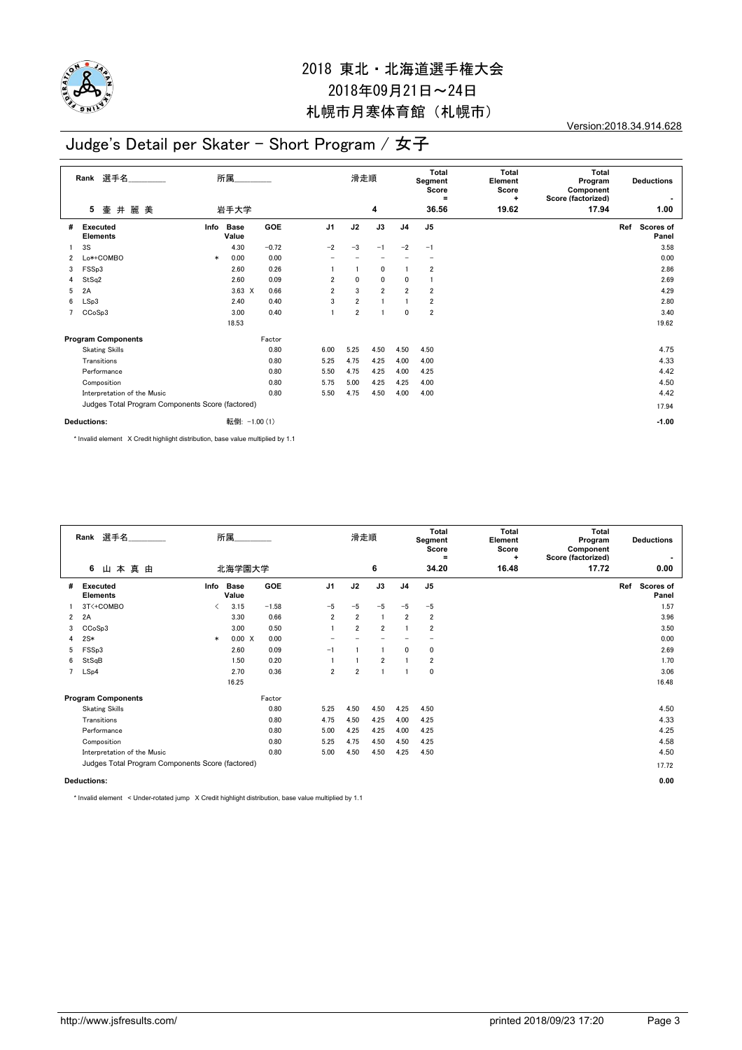# 2018 東北・北海道選手権大会
## 2018年09月21日～24日
## 札幌市月寒体育館（札幌市）

Version:2018.34.914.628

# Judge's Detail per Skater - Short Program / 女子

| Rank | 選手名 | 所属 | 滑走順 | Total Segment Score = | Total Element Score + | Total Program Component Score (factorized) | Deductions - |
|---|---|---|---|---|---|---|---|
| 5 | 壷 井 麗 美 | 岩手大学 | 4 | 36.56 | 19.62 | 17.94 | 1.00 |

| # | Executed Elements | Info | Base Value | GOE | J1 | J2 | J3 | J4 | J5 | Ref | Scores of Panel |
|---|---|---|---|---|---|---|---|---|---|---|---|
| 1 | 3S | | 4.30 | −0.72 | −2 | −3 | −1 | −2 | −1 | | 3.58 |
| 2 | Lo*+COMBO | * | 0.00 | 0.00 | − | − | − | − | − | | 0.00 |
| 3 | FSSp3 | | 2.60 | 0.26 | 1 | 1 | 0 | 1 | 2 | | 2.86 |
| 4 | StSq2 | | 2.60 | 0.09 | 2 | 0 | 0 | 0 | 1 | | 2.69 |
| 5 | 2A | | 3.63 X | 0.66 | 2 | 3 | 2 | 2 | 2 | | 4.29 |
| 6 | LSp3 | | 2.40 | 0.40 | 3 | 2 | 1 | 1 | 2 | | 2.80 |
| 7 | CCoSp3 | | 3.00 | 0.40 | 1 | 2 | 1 | 0 | 2 | | 3.40 |
| | | | 18.53 | | | | | | | | 19.62 |

| Program Components | Factor | J1 | J2 | J3 | J4 | J5 | Scores of Panel |
|---|---|---|---|---|---|---|---|
| Skating Skills | 0.80 | 6.00 | 5.25 | 4.50 | 4.50 | 4.50 | 4.75 |
| Transitions | 0.80 | 5.25 | 4.75 | 4.25 | 4.00 | 4.00 | 4.33 |
| Performance | 0.80 | 5.50 | 4.75 | 4.25 | 4.00 | 4.25 | 4.42 |
| Composition | 0.80 | 5.75 | 5.00 | 4.25 | 4.25 | 4.00 | 4.50 |
| Interpretation of the Music | 0.80 | 5.50 | 4.75 | 4.50 | 4.00 | 4.00 | 4.42 |
| Judges Total Program Components Score (factored) | | | | | | | 17.94 |

**Deductions:** 転倒: −1.00 (1) **-1.00**

\* Invalid element X Credit highlight distribution, base value multiplied by 1.1

| Rank | 選手名 | 所属 | 滑走順 | Total Segment Score = | Total Element Score + | Total Program Component Score (factorized) | Deductions - |
|---|---|---|---|---|---|---|---|
| 6 | 山 本 真 由 | 北海学園大学 | 6 | 34.20 | 16.48 | 17.72 | 0.00 |

| # | Executed Elements | Info | Base Value | GOE | J1 | J2 | J3 | J4 | J5 | Ref | Scores of Panel |
|---|---|---|---|---|---|---|---|---|---|---|---|
| 1 | 3T<+COMBO | < | 3.15 | −1.58 | −5 | −5 | −5 | −5 | −5 | | 1.57 |
| 2 | 2A | | 3.30 | 0.66 | 2 | 2 | 1 | 2 | 2 | | 3.96 |
| 3 | CCoSp3 | | 3.00 | 0.50 | 1 | 2 | 2 | 1 | 2 | | 3.50 |
| 4 | 2S* | * | 0.00 X | 0.00 | − | − | − | − | − | | 0.00 |
| 5 | FSSp3 | | 2.60 | 0.09 | −1 | 1 | 1 | 0 | 0 | | 2.69 |
| 6 | StSqB | | 1.50 | 0.20 | 1 | 1 | 2 | 1 | 2 | | 1.70 |
| 7 | LSp4 | | 2.70 | 0.36 | 2 | 2 | 1 | 1 | 0 | | 3.06 |
| | | | 16.25 | | | | | | | | 16.48 |

| Program Components | Factor | J1 | J2 | J3 | J4 | J5 | Scores of Panel |
|---|---|---|---|---|---|---|---|
| Skating Skills | 0.80 | 5.25 | 4.50 | 4.50 | 4.25 | 4.50 | 4.50 |
| Transitions | 0.80 | 4.75 | 4.50 | 4.25 | 4.00 | 4.25 | 4.33 |
| Performance | 0.80 | 5.00 | 4.25 | 4.25 | 4.00 | 4.25 | 4.25 |
| Composition | 0.80 | 5.25 | 4.75 | 4.50 | 4.50 | 4.25 | 4.58 |
| Interpretation of the Music | 0.80 | 5.00 | 4.50 | 4.50 | 4.25 | 4.50 | 4.50 |
| Judges Total Program Components Score (factored) | | | | | | | 17.72 |

**Deductions:** **0.00**

\* Invalid element < Under-rotated jump X Credit highlight distribution, base value multiplied by 1.1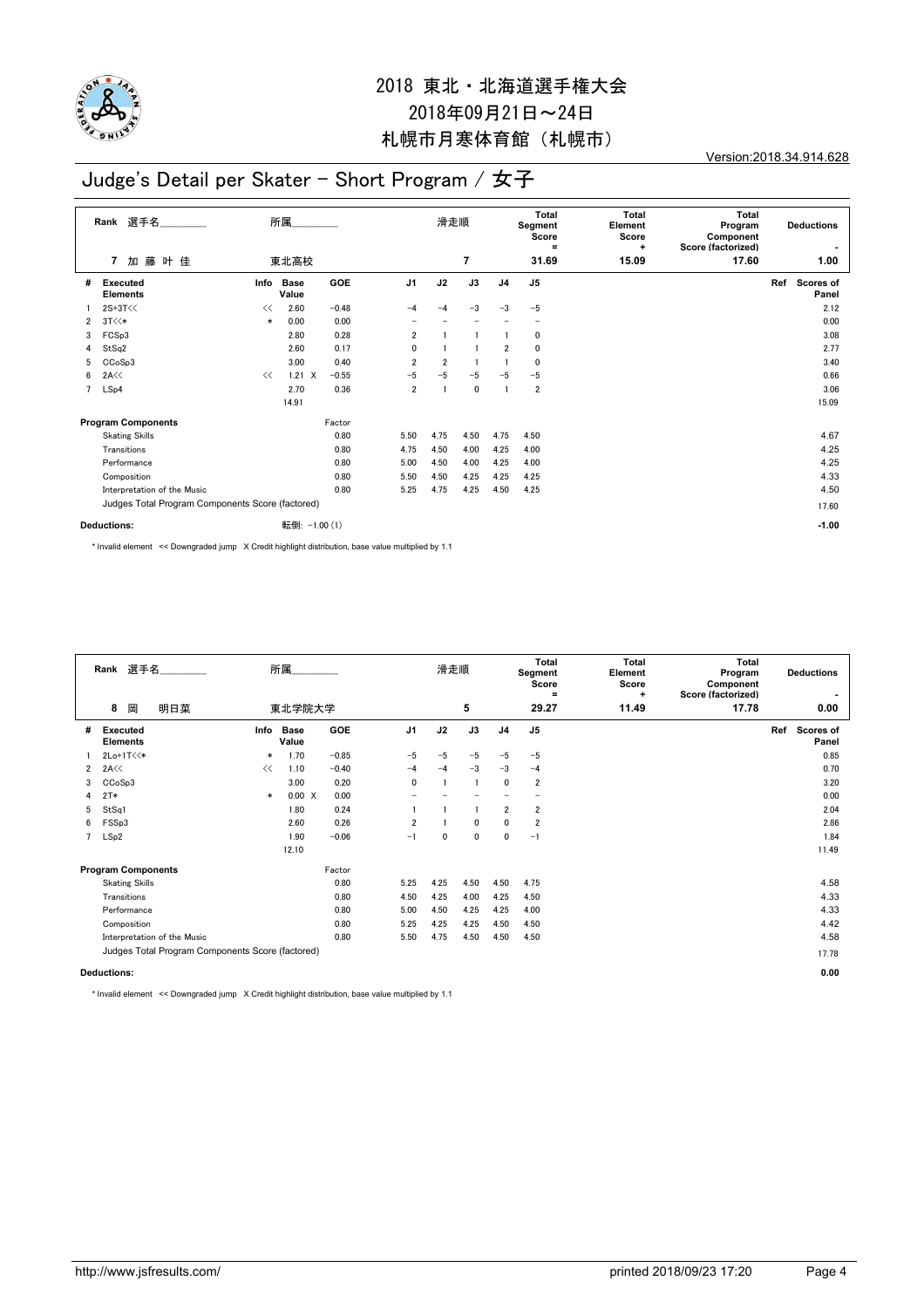# 2018 東北・北海道選手権大会
## 2018年09月21日～24日
## 札幌市月寒体育館（札幌市）

Version:2018.34.914.628

# Judge's Detail per Skater - Short Program / 女子

| Rank | 選手名 | 所属 | 滑走順 | Total Segment Score = | Total Element Score + | Total Program Component Score (factorized) | Deductions - |
|---|---|---|---|---|---|---|---|
| 7 | 加 藤 叶 佳 | 東北高校 | 7 | 31.69 | 15.09 | 17.60 | 1.00 |

| # | Executed Elements | Info | Base Value | | GOE | J1 | J2 | J3 | J4 | J5 | Ref | Scores of Panel |
|---|---|---|---|---|---|---|---|---|---|---|---|---|
| 1 | 2S+3T<< | << | 2.60 | | −0.48 | −4 | −4 | −3 | −3 | −5 | | 2.12 |
| 2 | 3T<<* | * | 0.00 | | 0.00 | − | − | − | − | − | | 0.00 |
| 3 | FCSp3 | | 2.80 | | 0.28 | 2 | 1 | 1 | 1 | 0 | | 3.08 |
| 4 | StSq2 | | 2.60 | | 0.17 | 0 | 1 | 1 | 2 | 0 | | 2.77 |
| 5 | CCoSp3 | | 3.00 | | 0.40 | 2 | 2 | 1 | 1 | 0 | | 3.40 |
| 6 | 2A<< | << | 1.21 | X | −0.55 | −5 | −5 | −5 | −5 | −5 | | 0.66 |
| 7 | LSp4 | | 2.70 | | 0.36 | 2 | 1 | 0 | 1 | 2 | | 3.06 |
| | | | 14.91 | | | | | | | | | 15.09 |

| Program Components | Factor | J1 | J2 | J3 | J4 | J5 | Scores of Panel |
|---|---|---|---|---|---|---|---|
| Skating Skills | 0.80 | 5.50 | 4.75 | 4.50 | 4.75 | 4.50 | 4.67 |
| Transitions | 0.80 | 4.75 | 4.50 | 4.00 | 4.25 | 4.00 | 4.25 |
| Performance | 0.80 | 5.00 | 4.50 | 4.00 | 4.25 | 4.00 | 4.25 |
| Composition | 0.80 | 5.50 | 4.50 | 4.25 | 4.25 | 4.25 | 4.33 |
| Interpretation of the Music | 0.80 | 5.25 | 4.75 | 4.25 | 4.50 | 4.25 | 4.50 |
| Judges Total Program Components Score (factored) | | | | | | | 17.60 |

**Deductions:** 転倒: −1.00 (1) **-1.00**

\* Invalid element << Downgraded jump X Credit highlight distribution, base value multiplied by 1.1

| Rank | 選手名 | 所属 | 滑走順 | Total Segment Score = | Total Element Score + | Total Program Component Score (factorized) | Deductions - |
|---|---|---|---|---|---|---|---|
| 8 | 岡 明日菜 | 東北学院大学 | 5 | 29.27 | 11.49 | 17.78 | 0.00 |

| # | Executed Elements | Info | Base Value | | GOE | J1 | J2 | J3 | J4 | J5 | Ref | Scores of Panel |
|---|---|---|---|---|---|---|---|---|---|---|---|---|
| 1 | 2Lo+1T<<* | * | 1.70 | | −0.85 | −5 | −5 | −5 | −5 | −5 | | 0.85 |
| 2 | 2A<< | << | 1.10 | | −0.40 | −4 | −4 | −3 | −3 | −4 | | 0.70 |
| 3 | CCoSp3 | | 3.00 | | 0.20 | 0 | 1 | 1 | 0 | 2 | | 3.20 |
| 4 | 2T* | * | 0.00 | X | 0.00 | − | − | − | − | − | | 0.00 |
| 5 | StSq1 | | 1.80 | | 0.24 | 1 | 1 | 1 | 2 | 2 | | 2.04 |
| 6 | FSSp3 | | 2.60 | | 0.26 | 2 | 1 | 0 | 0 | 2 | | 2.86 |
| 7 | LSp2 | | 1.90 | | −0.06 | −1 | 0 | 0 | 0 | −1 | | 1.84 |
| | | | 12.10 | | | | | | | | | 11.49 |

| Program Components | Factor | J1 | J2 | J3 | J4 | J5 | Scores of Panel |
|---|---|---|---|---|---|---|---|
| Skating Skills | 0.80 | 5.25 | 4.25 | 4.50 | 4.50 | 4.75 | 4.58 |
| Transitions | 0.80 | 4.50 | 4.25 | 4.00 | 4.25 | 4.50 | 4.33 |
| Performance | 0.80 | 5.00 | 4.50 | 4.25 | 4.25 | 4.00 | 4.33 |
| Composition | 0.80 | 5.25 | 4.25 | 4.25 | 4.50 | 4.50 | 4.42 |
| Interpretation of the Music | 0.80 | 5.50 | 4.75 | 4.50 | 4.50 | 4.50 | 4.58 |
| Judges Total Program Components Score (factored) | | | | | | | 17.78 |

**Deductions:** **0.00**

\* Invalid element << Downgraded jump X Credit highlight distribution, base value multiplied by 1.1

http://www.jsfresults.com/ printed 2018/09/23 17:20